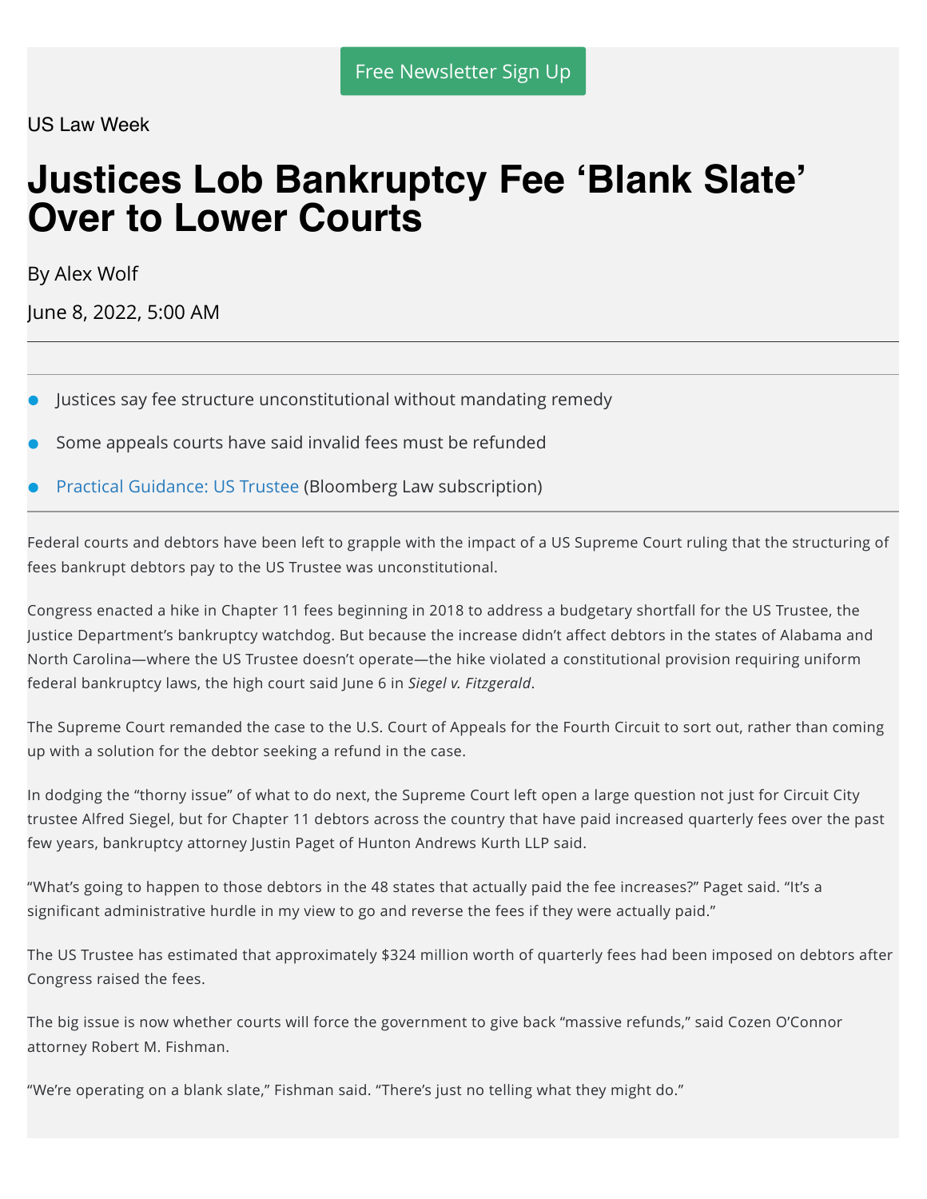Free Newsletter Sign Up

US Law Week

# Justices Lob Bankruptcy Fee 'Blank Slate' Over to Lower Courts

By Alex Wolf

June 8, 2022, 5:00 AM

---

- Justices say fee structure unconstitutional without mandating remedy
- Some appeals courts have said invalid fees must be refunded
- Practical Guidance: US Trustee (Bloomberg Law subscription)

---

Federal courts and debtors have been left to grapple with the impact of a US Supreme Court ruling that the structuring of fees bankrupt debtors pay to the US Trustee was unconstitutional.

Congress enacted a hike in Chapter 11 fees beginning in 2018 to address a budgetary shortfall for the US Trustee, the Justice Department's bankruptcy watchdog. But because the increase didn't affect debtors in the states of Alabama and North Carolina—where the US Trustee doesn't operate—the hike violated a constitutional provision requiring uniform federal bankruptcy laws, the high court said June 6 in *Siegel v. Fitzgerald*.

The Supreme Court remanded the case to the U.S. Court of Appeals for the Fourth Circuit to sort out, rather than coming up with a solution for the debtor seeking a refund in the case.

In dodging the "thorny issue" of what to do next, the Supreme Court left open a large question not just for Circuit City trustee Alfred Siegel, but for Chapter 11 debtors across the country that have paid increased quarterly fees over the past few years, bankruptcy attorney Justin Paget of Hunton Andrews Kurth LLP said.

"What's going to happen to those debtors in the 48 states that actually paid the fee increases?" Paget said. "It's a significant administrative hurdle in my view to go and reverse the fees if they were actually paid."

The US Trustee has estimated that approximately $324 million worth of quarterly fees had been imposed on debtors after Congress raised the fees.

The big issue is now whether courts will force the government to give back "massive refunds," said Cozen O'Connor attorney Robert M. Fishman.

"We're operating on a blank slate," Fishman said. "There's just no telling what they might do."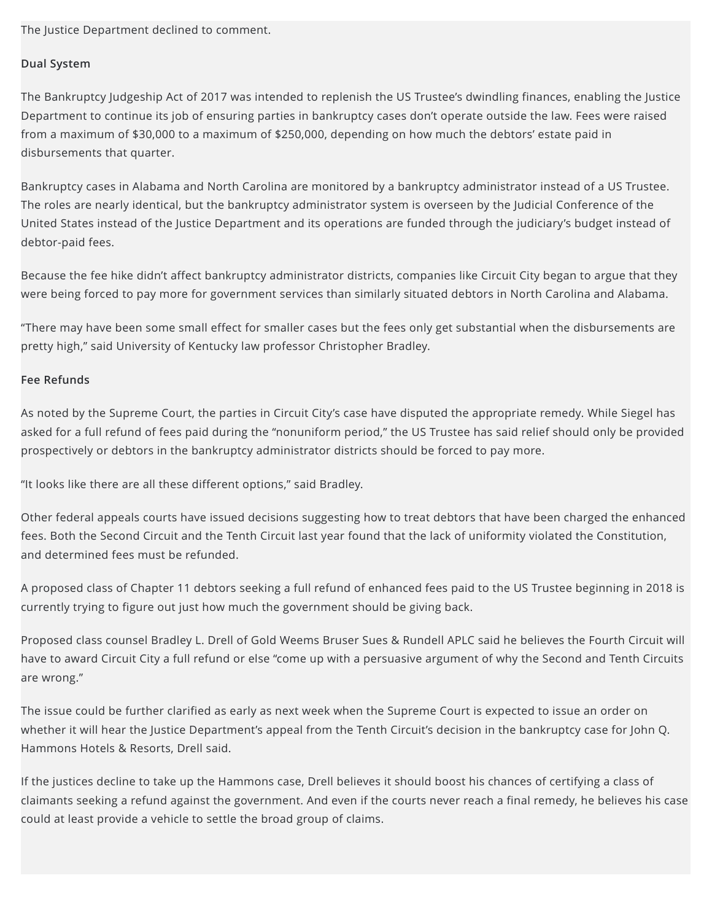The Justice Department declined to comment.

**Dual System**

The Bankruptcy Judgeship Act of 2017 was intended to replenish the US Trustee's dwindling finances, enabling the Justice Department to continue its job of ensuring parties in bankruptcy cases don't operate outside the law. Fees were raised from a maximum of $30,000 to a maximum of $250,000, depending on how much the debtors' estate paid in disbursements that quarter.

Bankruptcy cases in Alabama and North Carolina are monitored by a bankruptcy administrator instead of a US Trustee. The roles are nearly identical, but the bankruptcy administrator system is overseen by the Judicial Conference of the United States instead of the Justice Department and its operations are funded through the judiciary's budget instead of debtor-paid fees.

Because the fee hike didn't affect bankruptcy administrator districts, companies like Circuit City began to argue that they were being forced to pay more for government services than similarly situated debtors in North Carolina and Alabama.

"There may have been some small effect for smaller cases but the fees only get substantial when the disbursements are pretty high," said University of Kentucky law professor Christopher Bradley.

**Fee Refunds**

As noted by the Supreme Court, the parties in Circuit City's case have disputed the appropriate remedy. While Siegel has asked for a full refund of fees paid during the "nonuniform period," the US Trustee has said relief should only be provided prospectively or debtors in the bankruptcy administrator districts should be forced to pay more.

"It looks like there are all these different options," said Bradley.

Other federal appeals courts have issued decisions suggesting how to treat debtors that have been charged the enhanced fees. Both the Second Circuit and the Tenth Circuit last year found that the lack of uniformity violated the Constitution, and determined fees must be refunded.

A proposed class of Chapter 11 debtors seeking a full refund of enhanced fees paid to the US Trustee beginning in 2018 is currently trying to figure out just how much the government should be giving back.

Proposed class counsel Bradley L. Drell of Gold Weems Bruser Sues & Rundell APLC said he believes the Fourth Circuit will have to award Circuit City a full refund or else "come up with a persuasive argument of why the Second and Tenth Circuits are wrong."

The issue could be further clarified as early as next week when the Supreme Court is expected to issue an order on whether it will hear the Justice Department's appeal from the Tenth Circuit's decision in the bankruptcy case for John Q. Hammons Hotels & Resorts, Drell said.

If the justices decline to take up the Hammons case, Drell believes it should boost his chances of certifying a class of claimants seeking a refund against the government. And even if the courts never reach a final remedy, he believes his case could at least provide a vehicle to settle the broad group of claims.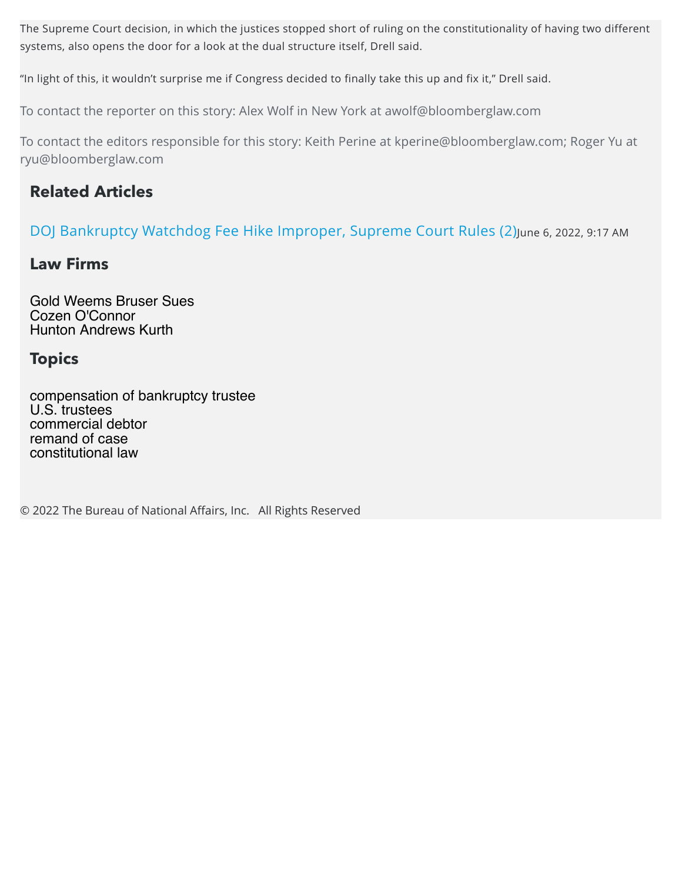The Supreme Court decision, in which the justices stopped short of ruling on the constitutionality of having two different systems, also opens the door for a look at the dual structure itself, Drell said.

"In light of this, it wouldn't surprise me if Congress decided to finally take this up and fix it," Drell said.

To contact the reporter on this story: Alex Wolf in New York at awolf@bloomberglaw.com

To contact the editors responsible for this story: Keith Perine at kperine@bloomberglaw.com; Roger Yu at ryu@bloomberglaw.com

## Related Articles

DOJ Bankruptcy Watchdog Fee Hike Improper, Supreme Court Rules (2) June 6, 2022, 9:17 AM

## Law Firms

Gold Weems Bruser Sues
Cozen O'Connor
Hunton Andrews Kurth

## Topics

compensation of bankruptcy trustee
U.S. trustees
commercial debtor
remand of case
constitutional law

© 2022 The Bureau of National Affairs, Inc. All Rights Reserved